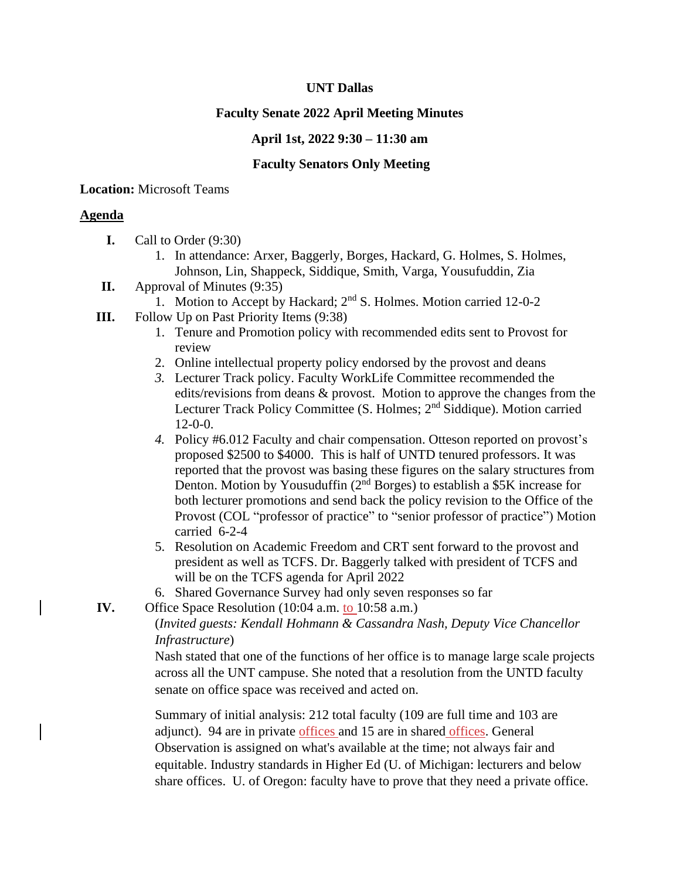**UNT Dallas**

**Faculty Senate 2022 April Meeting Minutes**

**April 1st, 2022 9:30 – 11:30 am**

**Faculty Senators Only Meeting**

**Location:** Microsoft Teams

**Agenda**

**I.** Call to Order (9:30)

1. In attendance: Arxer, Baggerly, Borges, Hackard, G. Holmes, S. Holmes, Johnson, Lin, Shappeck, Siddique, Smith, Varga, Yousufuddin, Zia

**II.** Approval of Minutes (9:35)

1. Motion to Accept by Hackard; 2nd S. Holmes. Motion carried 12-0-2

**III.** Follow Up on Past Priority Items (9:38)

1. Tenure and Promotion policy with recommended edits sent to Provost for review
2. Online intellectual property policy endorsed by the provost and deans
3. Lecturer Track policy. Faculty WorkLife Committee recommended the edits/revisions from deans & provost. Motion to approve the changes from the Lecturer Track Policy Committee (S. Holmes; 2nd Siddique). Motion carried 12-0-0.
4. Policy #6.012 Faculty and chair compensation. Otteson reported on provost's proposed $2500 to $4000. This is half of UNTD tenured professors. It was reported that the provost was basing these figures on the salary structures from Denton. Motion by Yousuduffin (2nd Borges) to establish a $5K increase for both lecturer promotions and send back the policy revision to the Office of the Provost (COL "professor of practice" to "senior professor of practice") Motion carried 6-2-4
5. Resolution on Academic Freedom and CRT sent forward to the provost and president as well as TCFS. Dr. Baggerly talked with president of TCFS and will be on the TCFS agenda for April 2022
6. Shared Governance Survey had only seven responses so far

**IV.** Office Space Resolution (10:04 a.m. to 10:58 a.m.)

(*Invited guests: Kendall Hohmann & Cassandra Nash, Deputy Vice Chancellor Infrastructure*)

Nash stated that one of the functions of her office is to manage large scale projects across all the UNT campuse. She noted that a resolution from the UNTD faculty senate on office space was received and acted on.

Summary of initial analysis: 212 total faculty (109 are full time and 103 are adjunct). 94 are in private offices and 15 are in shared offices. General Observation is assigned on what's available at the time; not always fair and equitable. Industry standards in Higher Ed (U. of Michigan: lecturers and below share offices. U. of Oregon: faculty have to prove that they need a private office.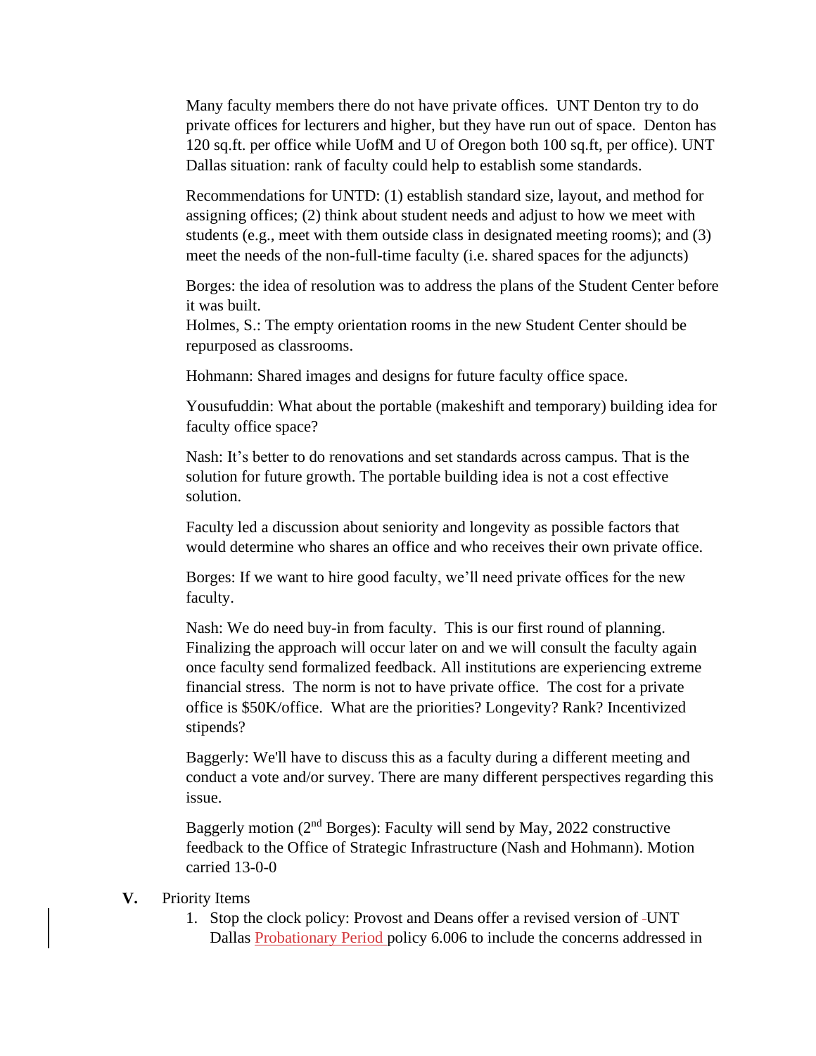Many faculty members there do not have private offices. UNT Denton try to do private offices for lecturers and higher, but they have run out of space. Denton has 120 sq.ft. per office while UofM and U of Oregon both 100 sq.ft, per office). UNT Dallas situation: rank of faculty could help to establish some standards.

Recommendations for UNTD: (1) establish standard size, layout, and method for assigning offices; (2) think about student needs and adjust to how we meet with students (e.g., meet with them outside class in designated meeting rooms); and (3) meet the needs of the non-full-time faculty (i.e. shared spaces for the adjuncts)

Borges: the idea of resolution was to address the plans of the Student Center before it was built.
Holmes, S.: The empty orientation rooms in the new Student Center should be repurposed as classrooms.

Hohmann: Shared images and designs for future faculty office space.

Yousufuddin: What about the portable (makeshift and temporary) building idea for faculty office space?

Nash: It's better to do renovations and set standards across campus. That is the solution for future growth. The portable building idea is not a cost effective solution.

Faculty led a discussion about seniority and longevity as possible factors that would determine who shares an office and who receives their own private office.

Borges: If we want to hire good faculty, we'll need private offices for the new faculty.

Nash: We do need buy-in from faculty. This is our first round of planning. Finalizing the approach will occur later on and we will consult the faculty again once faculty send formalized feedback. All institutions are experiencing extreme financial stress. The norm is not to have private office. The cost for a private office is $50K/office. What are the priorities? Longevity? Rank? Incentivized stipends?

Baggerly: We'll have to discuss this as a faculty during a different meeting and conduct a vote and/or survey. There are many different perspectives regarding this issue.

Baggerly motion (2nd Borges): Faculty will send by May, 2022 constructive feedback to the Office of Strategic Infrastructure (Nash and Hohmann). Motion carried 13-0-0

**V.** Priority Items

1. Stop the clock policy: Provost and Deans offer a revised version of UNT Dallas Probationary Period policy 6.006 to include the concerns addressed in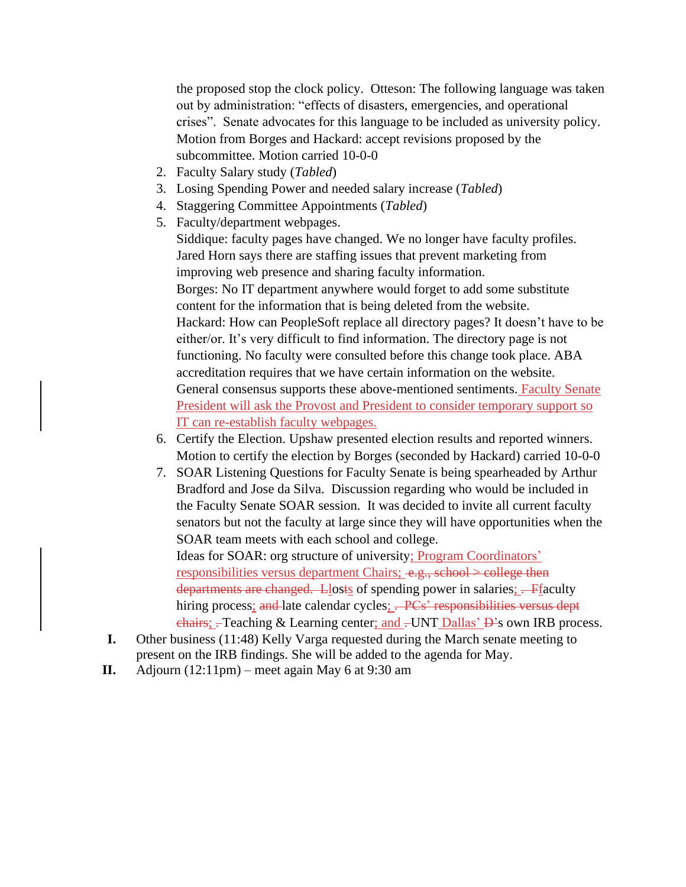the proposed stop the clock policy. Otteson: The following language was taken out by administration: "effects of disasters, emergencies, and operational crises". Senate advocates for this language to be included as university policy. Motion from Borges and Hackard: accept revisions proposed by the subcommittee. Motion carried 10-0-0

2. Faculty Salary study (*Tabled*)
3. Losing Spending Power and needed salary increase (*Tabled*)
4. Staggering Committee Appointments (*Tabled*)
5. Faculty/department webpages.
   Siddique: faculty pages have changed. We no longer have faculty profiles. Jared Horn says there are staffing issues that prevent marketing from improving web presence and sharing faculty information.
   Borges: No IT department anywhere would forget to add some substitute content for the information that is being deleted from the website.
   Hackard: How can PeopleSoft replace all directory pages? It doesn't have to be either/or. It's very difficult to find information. The directory page is not functioning. No faculty were consulted before this change took place. ABA accreditation requires that we have certain information on the website.
   General consensus supports these above-mentioned sentiments. Faculty Senate President will ask the Provost and President to consider temporary support so IT can re-establish faculty webpages.
6. Certify the Election. Upshaw presented election results and reported winners. Motion to certify the election by Borges (seconded by Hackard) carried 10-0-0
7. SOAR Listening Questions for Faculty Senate is being spearheaded by Arthur Bradford and Jose da Silva. Discussion regarding who would be included in the Faculty Senate SOAR session. It was decided to invite all current faculty senators but not the faculty at large since they will have opportunities when the SOAR team meets with each school and college.
   Ideas for SOAR: org structure of university; Program Coordinators' responsibilities versus department Chairs; ~~e.g., school > college then departments are changed.~~ ~~L~~losts of spending power in salaries; ~~.~~ ~~F~~faculty hiring process; ~~and~~ late calendar cycles; ~~. PCs' responsibilities versus dept chairs;~~ ~~.~~Teaching & Learning center; and ~~.~~UNT Dallas' ~~D'~~s own IRB process.

**I.** Other business (11:48) Kelly Varga requested during the March senate meeting to present on the IRB findings. She will be added to the agenda for May.

**II.** Adjourn (12:11pm) – meet again May 6 at 9:30 am